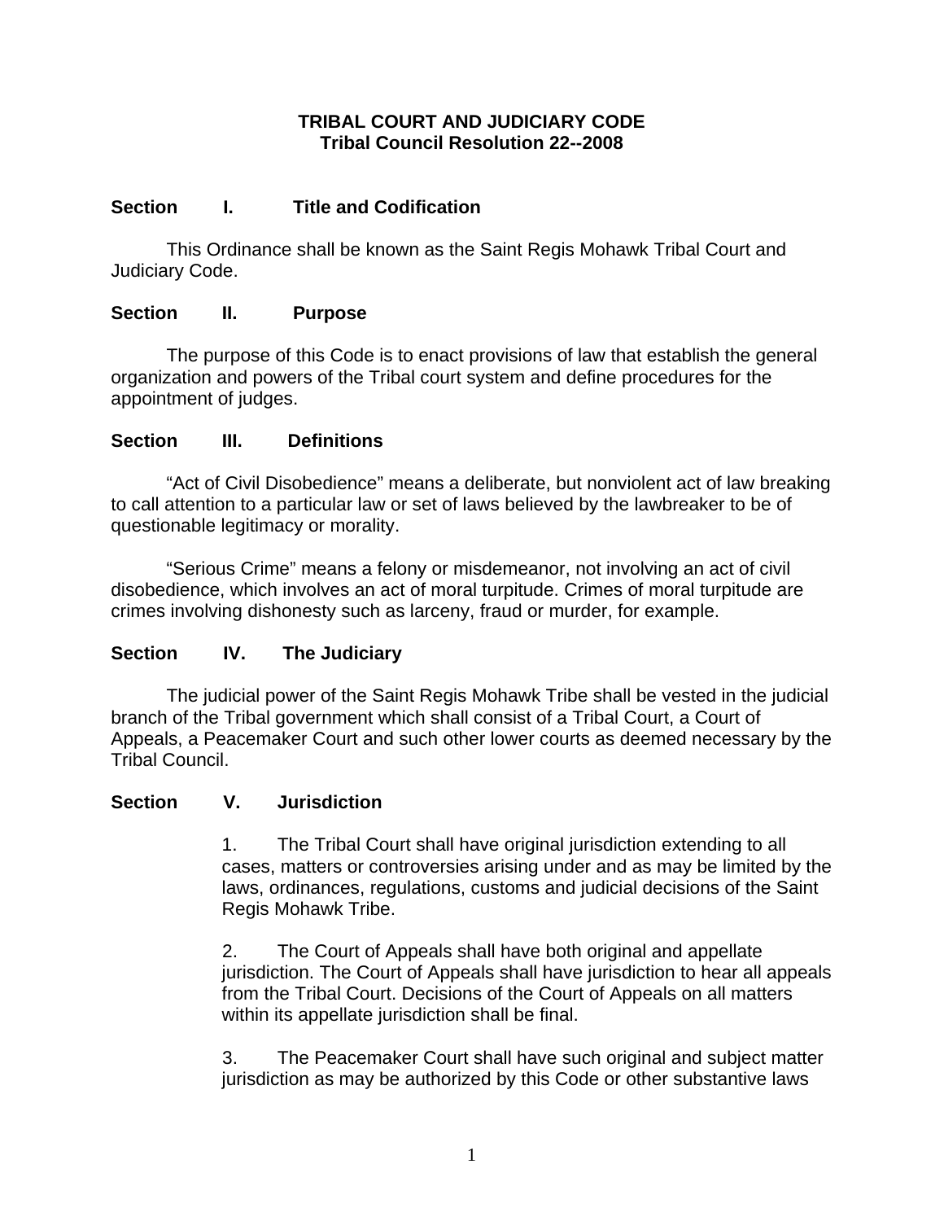# TRIBAL COURT AND JUDICIARY CODE
## Tribal Council Resolution 22--2008

### Section I. Title and Codification

This Ordinance shall be known as the Saint Regis Mohawk Tribal Court and Judiciary Code.

### Section II. Purpose

The purpose of this Code is to enact provisions of law that establish the general organization and powers of the Tribal court system and define procedures for the appointment of judges.

### Section III. Definitions

"Act of Civil Disobedience" means a deliberate, but nonviolent act of law breaking to call attention to a particular law or set of laws believed by the lawbreaker to be of questionable legitimacy or morality.

"Serious Crime" means a felony or misdemeanor, not involving an act of civil disobedience, which involves an act of moral turpitude. Crimes of moral turpitude are crimes involving dishonesty such as larceny, fraud or murder, for example.

### Section IV. The Judiciary

The judicial power of the Saint Regis Mohawk Tribe shall be vested in the judicial branch of the Tribal government which shall consist of a Tribal Court, a Court of Appeals, a Peacemaker Court and such other lower courts as deemed necessary by the Tribal Council.

### Section V. Jurisdiction

1. The Tribal Court shall have original jurisdiction extending to all cases, matters or controversies arising under and as may be limited by the laws, ordinances, regulations, customs and judicial decisions of the Saint Regis Mohawk Tribe.

2. The Court of Appeals shall have both original and appellate jurisdiction. The Court of Appeals shall have jurisdiction to hear all appeals from the Tribal Court. Decisions of the Court of Appeals on all matters within its appellate jurisdiction shall be final.

3. The Peacemaker Court shall have such original and subject matter jurisdiction as may be authorized by this Code or other substantive laws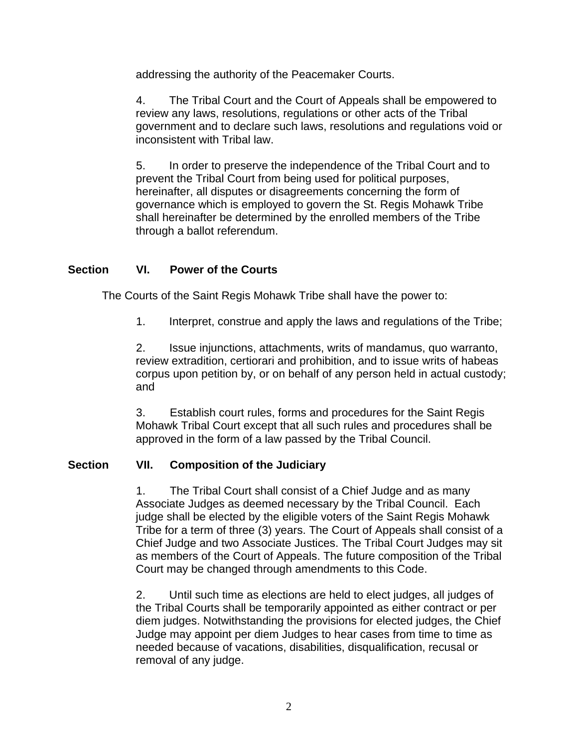addressing the authority of the Peacemaker Courts.

4. The Tribal Court and the Court of Appeals shall be empowered to review any laws, resolutions, regulations or other acts of the Tribal government and to declare such laws, resolutions and regulations void or inconsistent with Tribal law.

5. In order to preserve the independence of the Tribal Court and to prevent the Tribal Court from being used for political purposes, hereinafter, all disputes or disagreements concerning the form of governance which is employed to govern the St. Regis Mohawk Tribe shall hereinafter be determined by the enrolled members of the Tribe through a ballot referendum.

## Section VI. Power of the Courts

The Courts of the Saint Regis Mohawk Tribe shall have the power to:

1. Interpret, construe and apply the laws and regulations of the Tribe;

2. Issue injunctions, attachments, writs of mandamus, quo warranto, review extradition, certiorari and prohibition, and to issue writs of habeas corpus upon petition by, or on behalf of any person held in actual custody; and

3. Establish court rules, forms and procedures for the Saint Regis Mohawk Tribal Court except that all such rules and procedures shall be approved in the form of a law passed by the Tribal Council.

## Section VII. Composition of the Judiciary

1. The Tribal Court shall consist of a Chief Judge and as many Associate Judges as deemed necessary by the Tribal Council. Each judge shall be elected by the eligible voters of the Saint Regis Mohawk Tribe for a term of three (3) years. The Court of Appeals shall consist of a Chief Judge and two Associate Justices. The Tribal Court Judges may sit as members of the Court of Appeals. The future composition of the Tribal Court may be changed through amendments to this Code.

2. Until such time as elections are held to elect judges, all judges of the Tribal Courts shall be temporarily appointed as either contract or per diem judges. Notwithstanding the provisions for elected judges, the Chief Judge may appoint per diem Judges to hear cases from time to time as needed because of vacations, disabilities, disqualification, recusal or removal of any judge.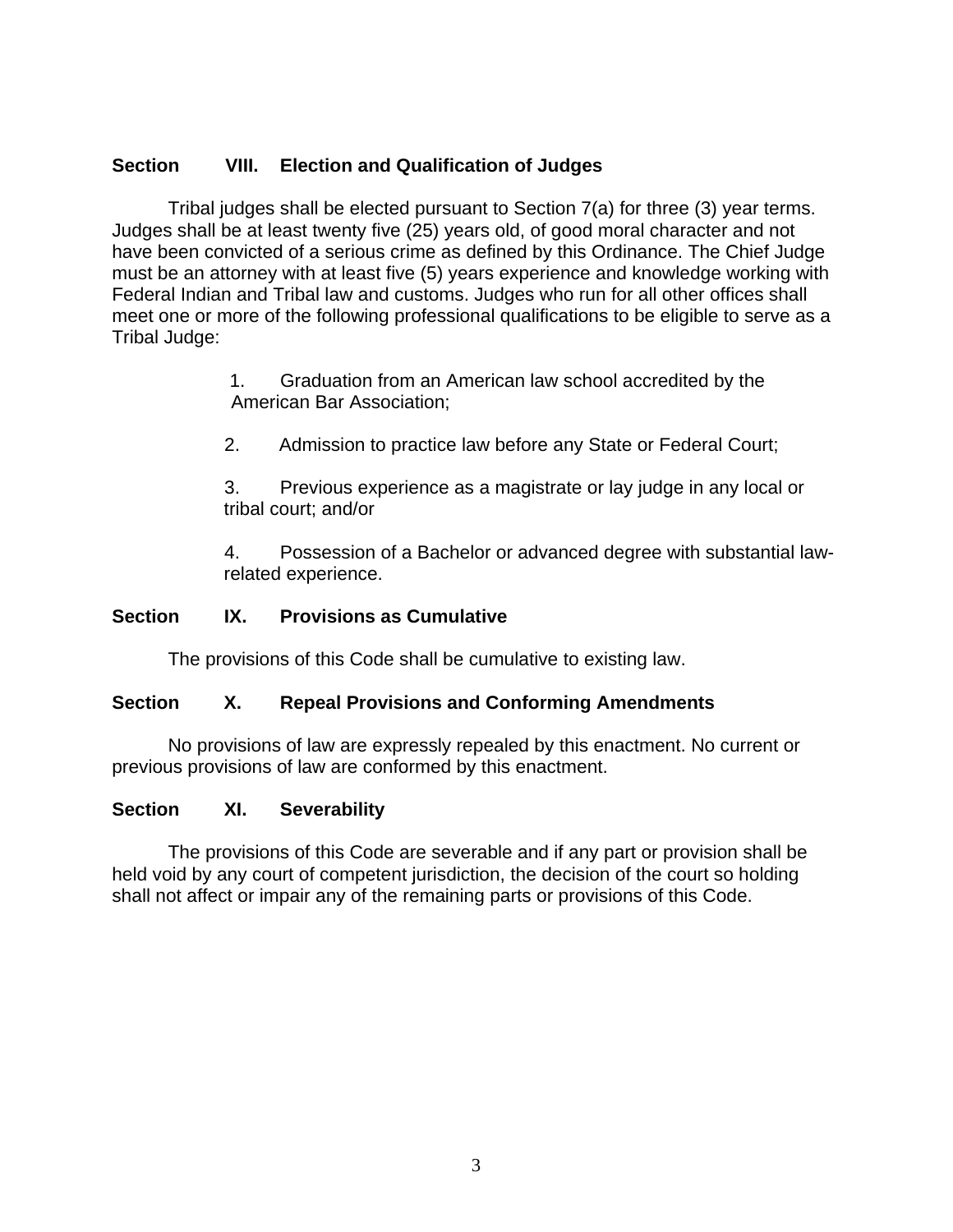## Section VIII. Election and Qualification of Judges

Tribal judges shall be elected pursuant to Section 7(a) for three (3) year terms. Judges shall be at least twenty five (25) years old, of good moral character and not have been convicted of a serious crime as defined by this Ordinance. The Chief Judge must be an attorney with at least five (5) years experience and knowledge working with Federal Indian and Tribal law and customs. Judges who run for all other offices shall meet one or more of the following professional qualifications to be eligible to serve as a Tribal Judge:

1. Graduation from an American law school accredited by the American Bar Association;

2. Admission to practice law before any State or Federal Court;

3. Previous experience as a magistrate or lay judge in any local or tribal court; and/or

4. Possession of a Bachelor or advanced degree with substantial law-related experience.

## Section IX. Provisions as Cumulative

The provisions of this Code shall be cumulative to existing law.

## Section X. Repeal Provisions and Conforming Amendments

No provisions of law are expressly repealed by this enactment. No current or previous provisions of law are conformed by this enactment.

## Section XI. Severability

The provisions of this Code are severable and if any part or provision shall be held void by any court of competent jurisdiction, the decision of the court so holding shall not affect or impair any of the remaining parts or provisions of this Code.